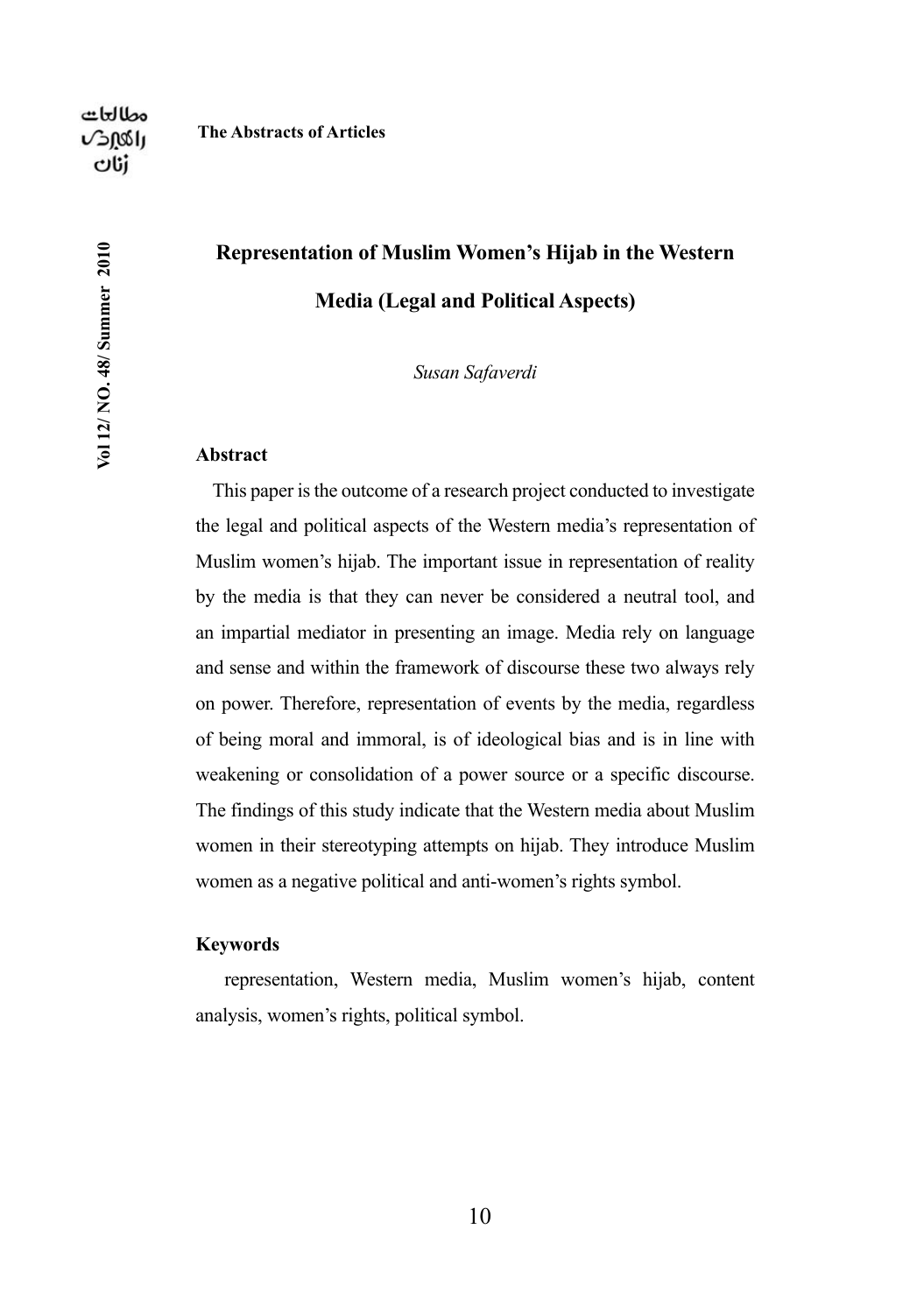# Representation of Muslim Women's Hijab in the Western Media (Legal and Political Aspects)

*Susan Safaverdi*

## Abstract

This paper is the outcome of a research project conducted to investigate the legal and political aspects of the Western media's representation of Muslim women's hijab. The important issue in representation of reality by the media is that they can never be considered a neutral tool, and an impartial mediator in presenting an image. Media rely on language and sense and within the framework of discourse these two always rely on power. Therefore, representation of events by the media, regardless of being moral and immoral, is of ideological bias and is in line with weakening or consolidation of a power source or a specific discourse. The findings of this study indicate that the Western media about Muslim women in their stereotyping attempts on hijab. They introduce Muslim women as a negative political and anti-women's rights symbol.

## Keywords

representation, Western media, Muslim women's hijab, content analysis, women's rights, political symbol.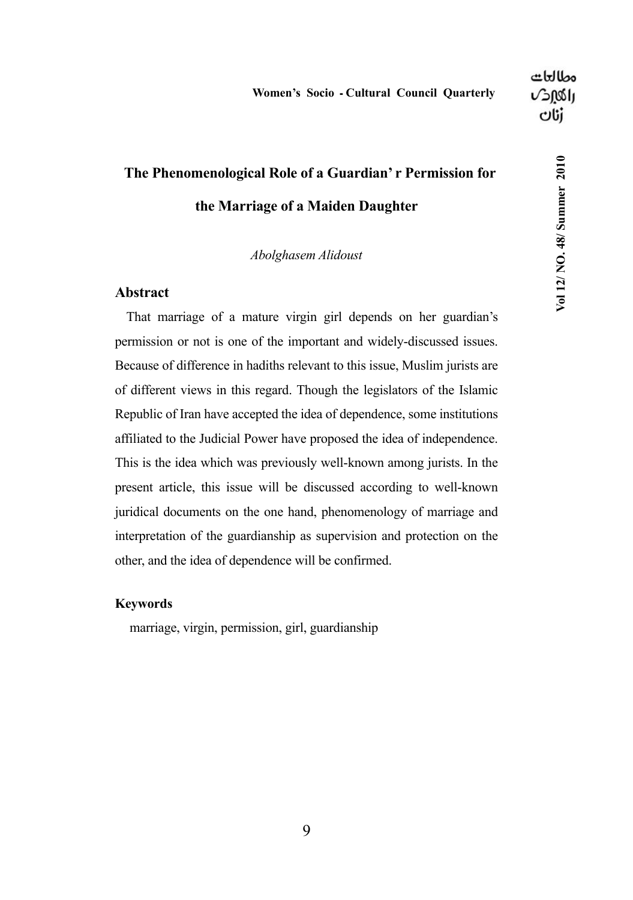# The Phenomenological Role of a Guardian' r Permission for the Marriage of a Maiden Daughter

*Abolghasem Alidoust*

## Abstract

That marriage of a mature virgin girl depends on her guardian's permission or not is one of the important and widely-discussed issues. Because of difference in hadiths relevant to this issue, Muslim jurists are of different views in this regard. Though the legislators of the Islamic Republic of Iran have accepted the idea of dependence, some institutions affiliated to the Judicial Power have proposed the idea of independence. This is the idea which was previously well-known among jurists. In the present article, this issue will be discussed according to well-known juridical documents on the one hand, phenomenology of marriage and interpretation of the guardianship as supervision and protection on the other, and the idea of dependence will be confirmed.

### Keywords

marriage, virgin, permission, girl, guardianship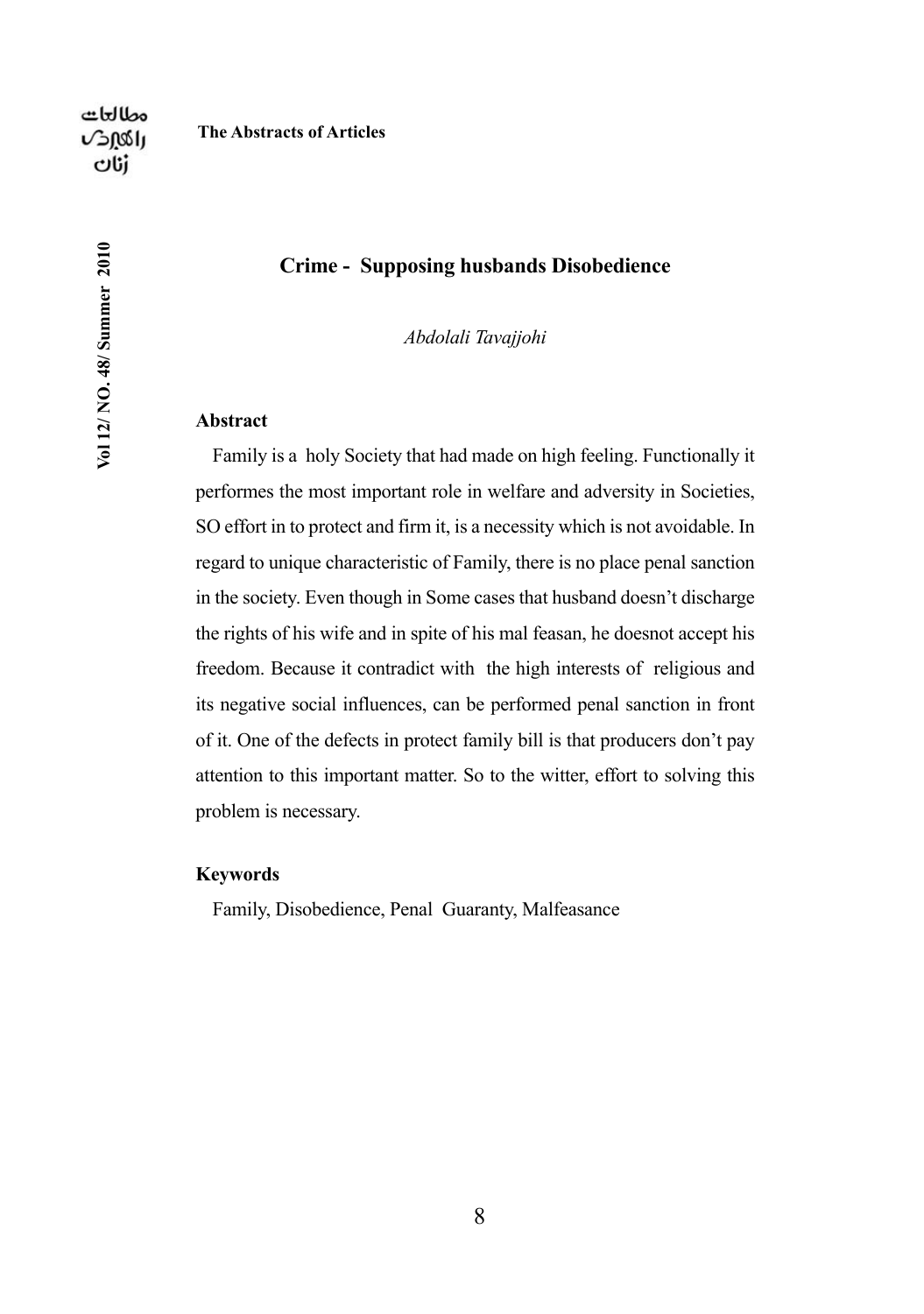# Crime - Supposing husbands Disobedience

*Abdolali Tavajjohi*

## Abstract

Family is a holy Society that had made on high feeling. Functionally it performes the most important role in welfare and adversity in Societies, SO effort in to protect and firm it, is a necessity which is not avoidable. In regard to unique characteristic of Family, there is no place penal sanction in the society. Even though in Some cases that husband doesn't discharge the rights of his wife and in spite of his mal feasan, he doesnot accept his freedom. Because it contradict with the high interests of religious and its negative social influences, can be performed penal sanction in front of it. One of the defects in protect family bill is that producers don't pay attention to this important matter. So to the witter, effort to solving this problem is necessary.

## Keywords

Family, Disobedience, Penal Guaranty, Malfeasance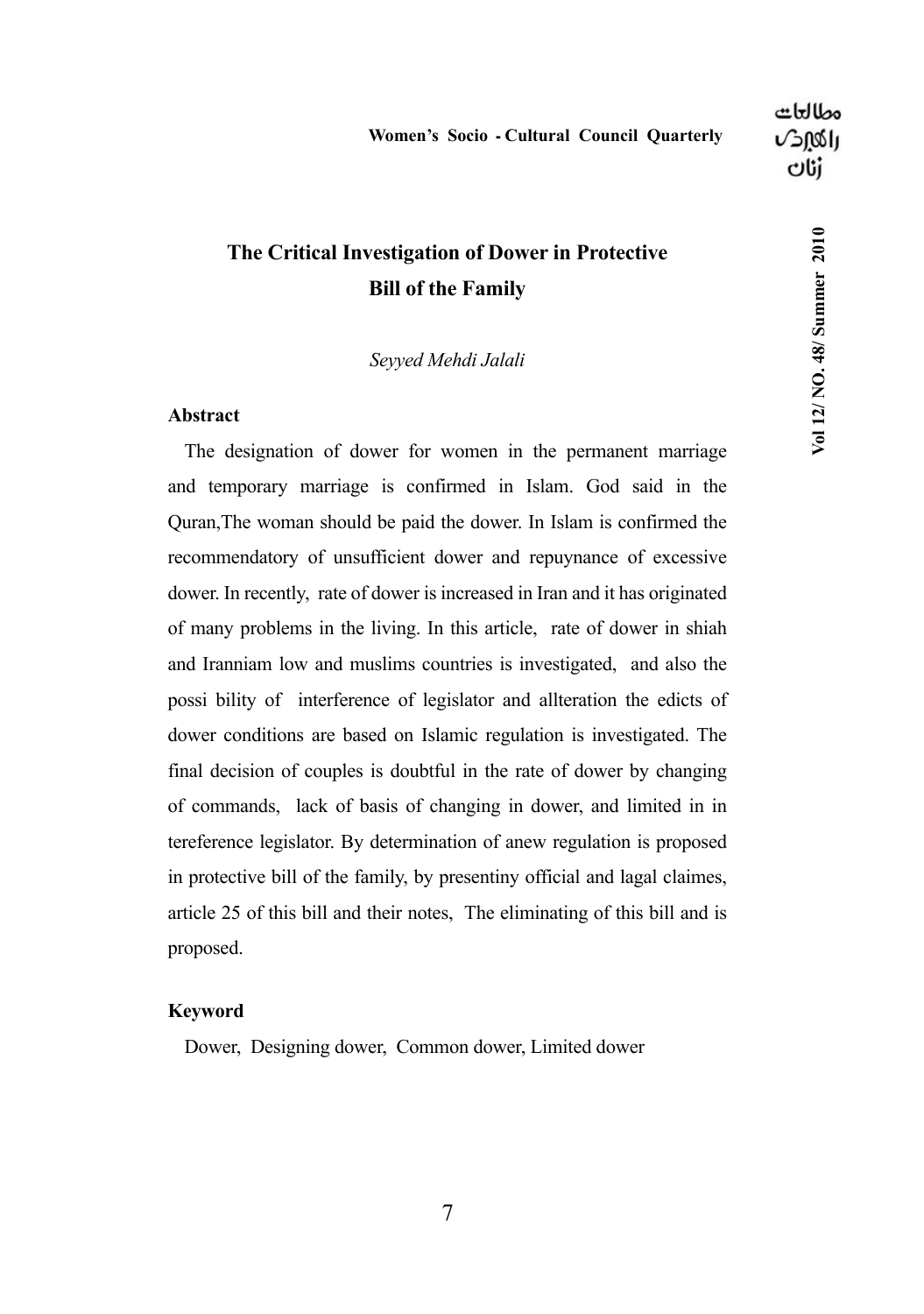# The Critical Investigation of Dower in Protective Bill of the Family

*Seyyed Mehdi Jalali*

## Abstract

The designation of dower for women in the permanent marriage and temporary marriage is confirmed in Islam. God said in the Quran,The woman should be paid the dower. In Islam is confirmed the recommendatory of unsufficient dower and repuynance of excessive dower. In recently, rate of dower is increased in Iran and it has originated of many problems in the living. In this article, rate of dower in shiah and Iranniam low and muslims countries is investigated, and also the possi bility of interference of legislator and allteration the edicts of dower conditions are based on Islamic regulation is investigated. The final decision of couples is doubtful in the rate of dower by changing of commands, lack of basis of changing in dower, and limited in in tereference legislator. By determination of anew regulation is proposed in protective bill of the family, by presentiny official and lagal claimes, article 25 of this bill and their notes, The eliminating of this bill and is proposed.

## Keyword

Dower, Designing dower, Common dower, Limited dower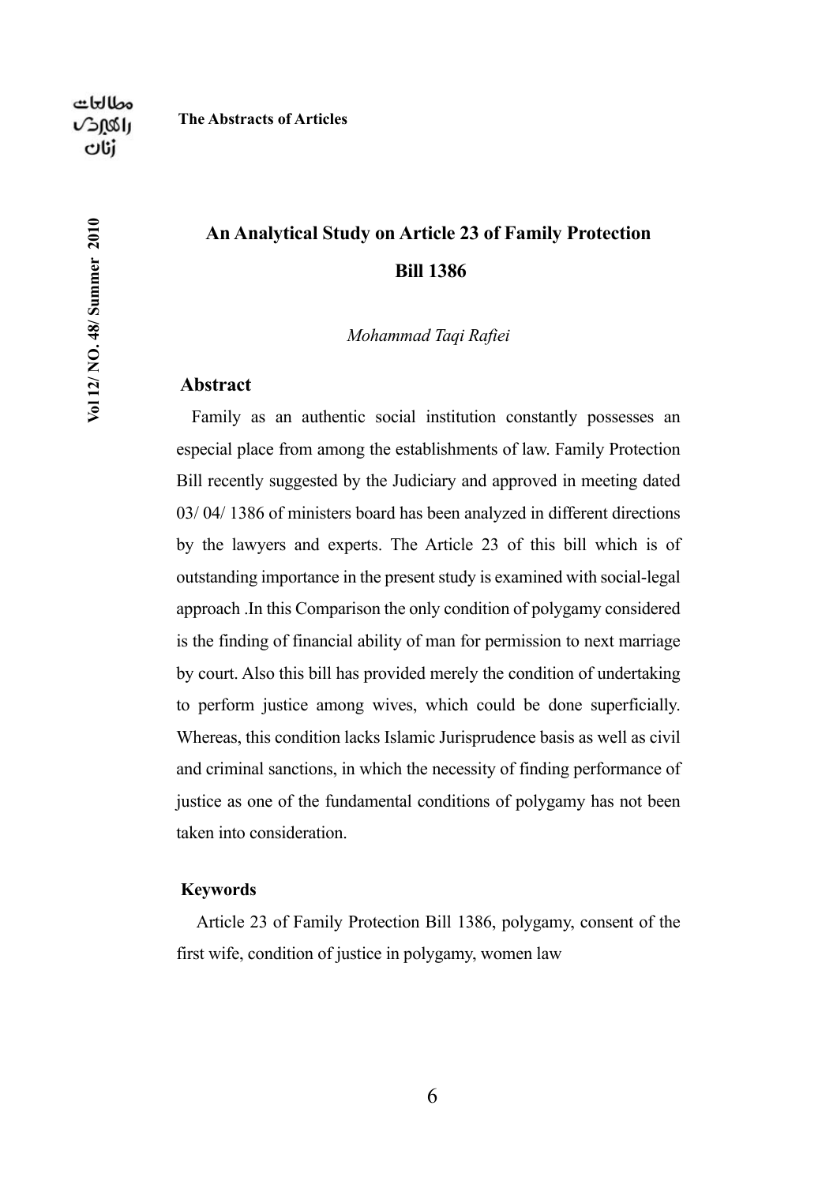# An Analytical Study on Article 23 of Family Protection Bill 1386

*Mohammad Taqi Rafiei*

## Abstract

Family as an authentic social institution constantly possesses an especial place from among the establishments of law. Family Protection Bill recently suggested by the Judiciary and approved in meeting dated 03/ 04/ 1386 of ministers board has been analyzed in different directions by the lawyers and experts. The Article 23 of this bill which is of outstanding importance in the present study is examined with social-legal approach .In this Comparison the only condition of polygamy considered is the finding of financial ability of man for permission to next marriage by court. Also this bill has provided merely the condition of undertaking to perform justice among wives, which could be done superficially. Whereas, this condition lacks Islamic Jurisprudence basis as well as civil and criminal sanctions, in which the necessity of finding performance of justice as one of the fundamental conditions of polygamy has not been taken into consideration.

## Keywords

Article 23 of Family Protection Bill 1386, polygamy, consent of the first wife, condition of justice in polygamy, women law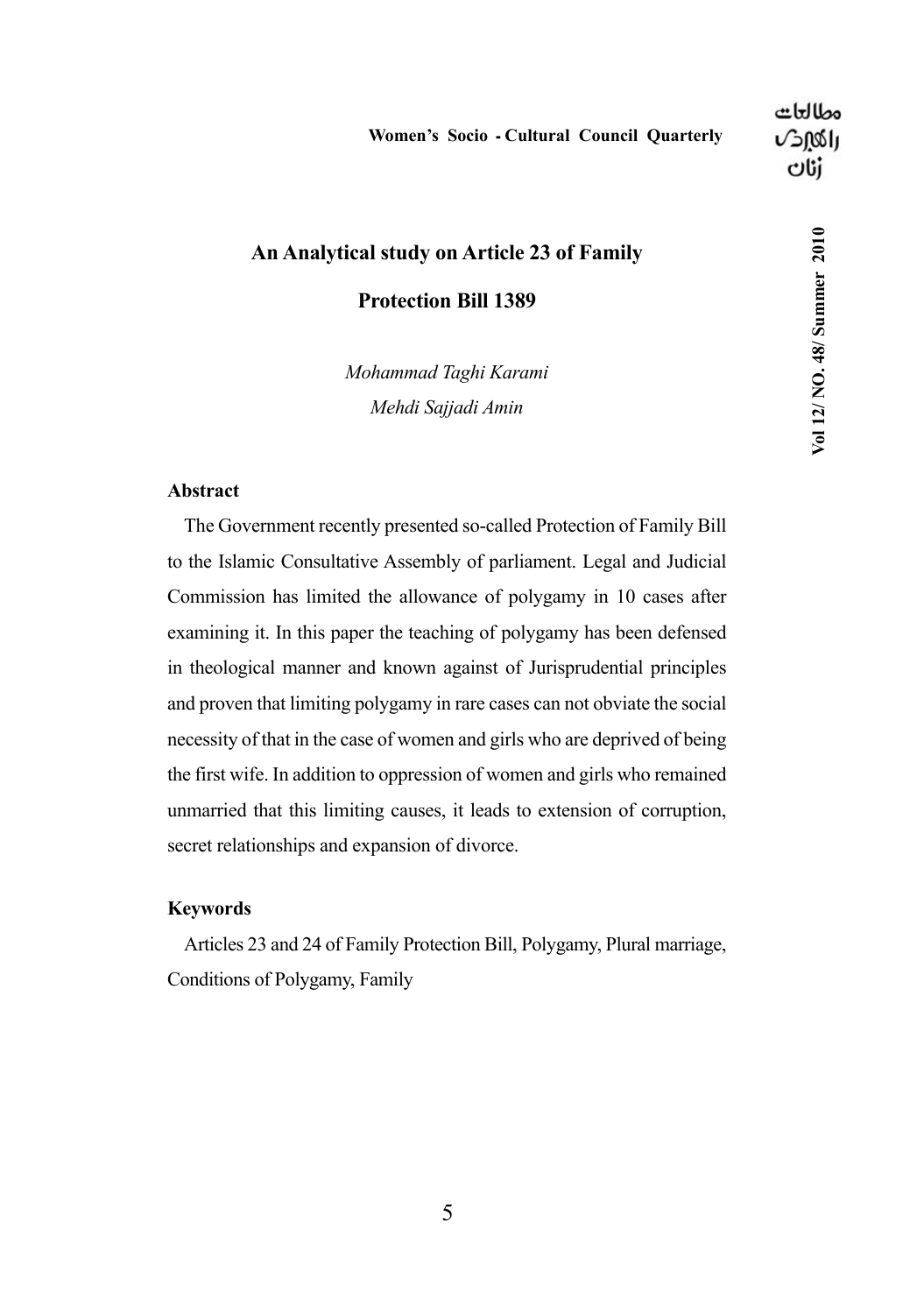# An Analytical study on Article 23 of Family Protection Bill 1389

*Mohammad Taghi Karami*
*Mehdi Sajjadi Amin*

### Abstract

The Government recently presented so-called Protection of Family Bill to the Islamic Consultative Assembly of parliament. Legal and Judicial Commission has limited the allowance of polygamy in 10 cases after examining it. In this paper the teaching of polygamy has been defensed in theological manner and known against of Jurisprudential principles and proven that limiting polygamy in rare cases can not obviate the social necessity of that in the case of women and girls who are deprived of being the first wife. In addition to oppression of women and girls who remained unmarried that this limiting causes, it leads to extension of corruption, secret relationships and expansion of divorce.

### Keywords

Articles 23 and 24 of Family Protection Bill, Polygamy, Plural marriage, Conditions of Polygamy, Family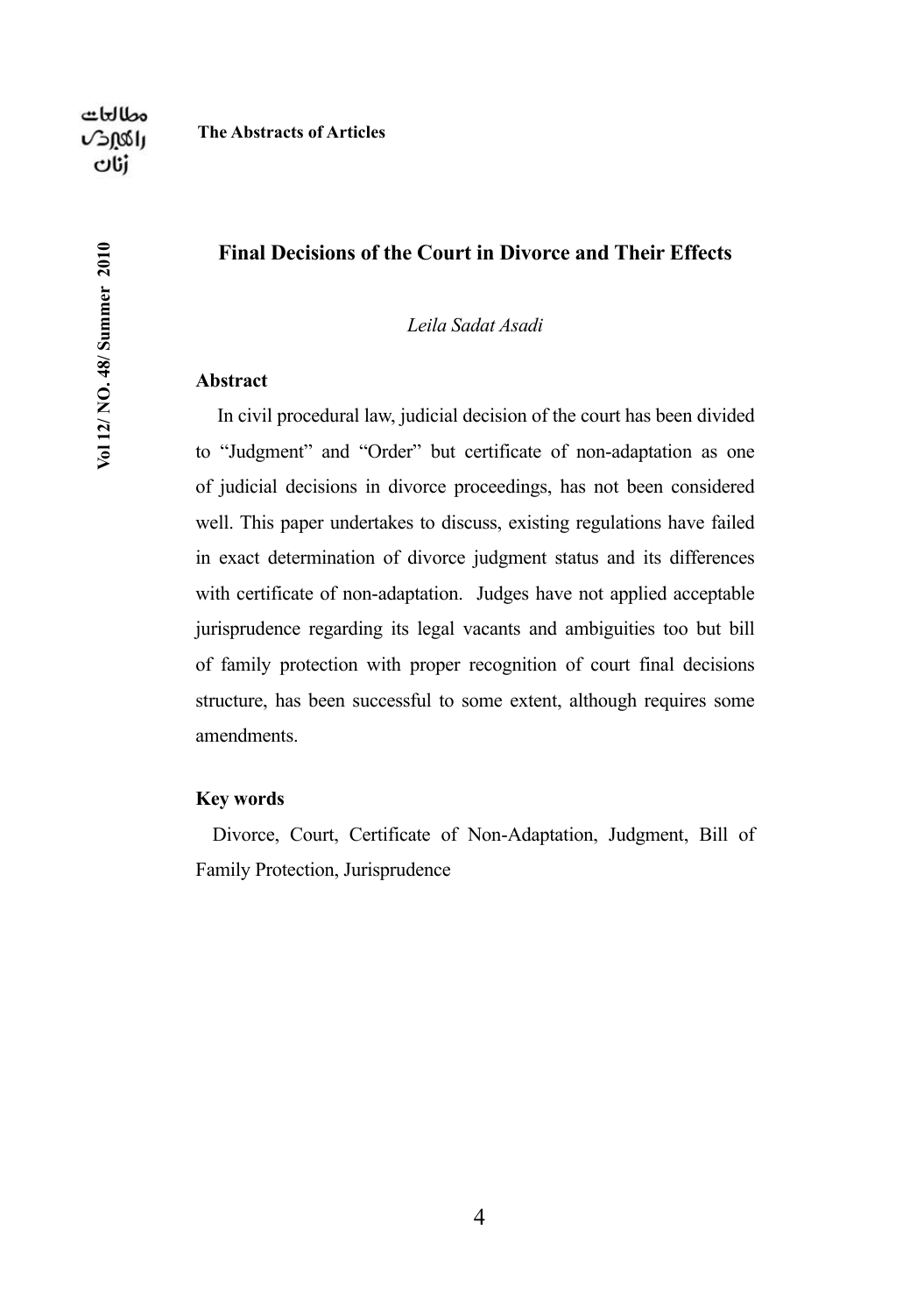## Final Decisions of the Court in Divorce and Their Effects

*Leila Sadat Asadi*

**Abstract**

In civil procedural law, judicial decision of the court has been divided to "Judgment" and "Order" but certificate of non-adaptation as one of judicial decisions in divorce proceedings, has not been considered well. This paper undertakes to discuss, existing regulations have failed in exact determination of divorce judgment status and its differences with certificate of non-adaptation. Judges have not applied acceptable jurisprudence regarding its legal vacants and ambiguities too but bill of family protection with proper recognition of court final decisions structure, has been successful to some extent, although requires some amendments.

**Key words**

Divorce, Court, Certificate of Non-Adaptation, Judgment, Bill of Family Protection, Jurisprudence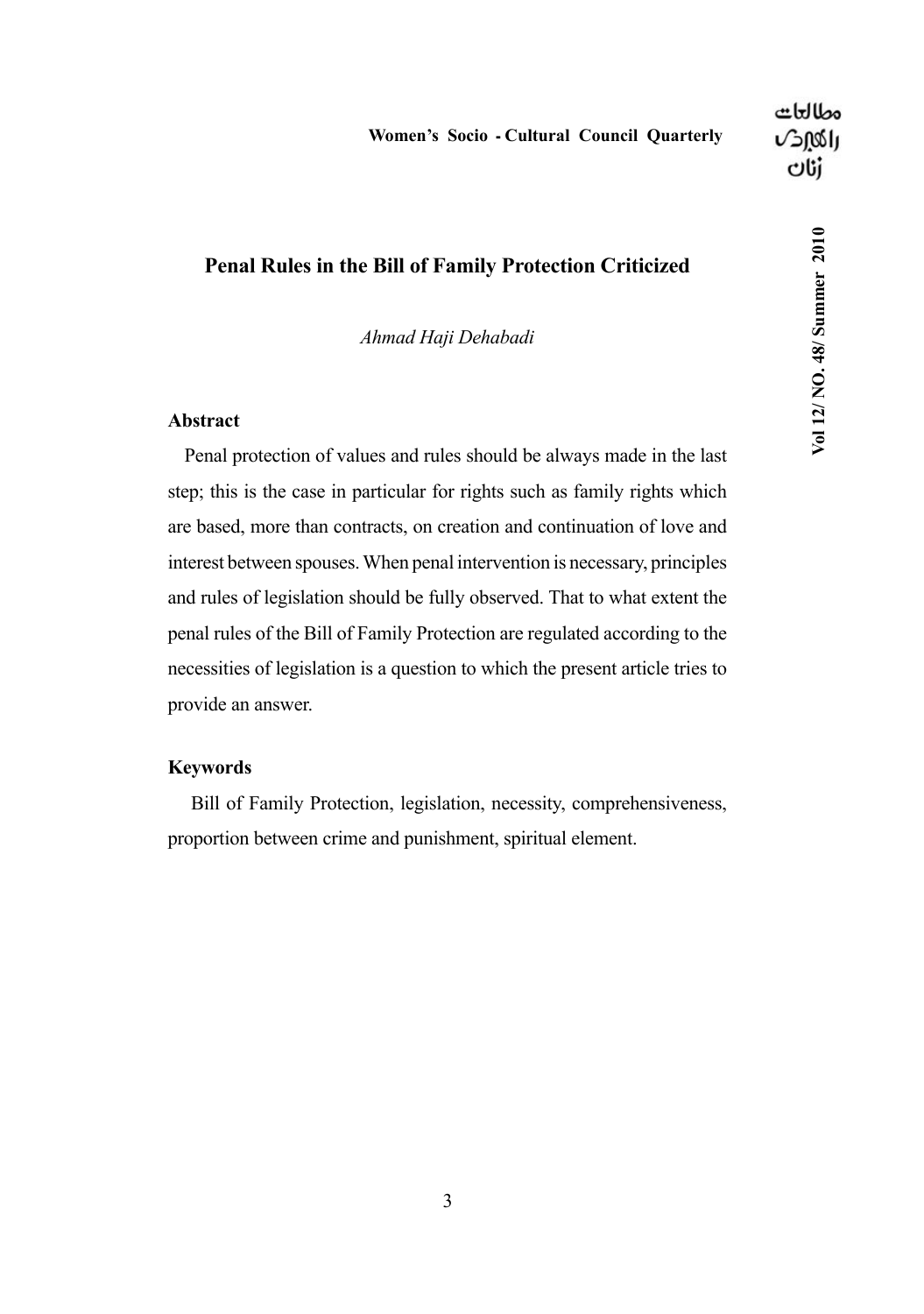# Penal Rules in the Bill of Family Protection Criticized

*Ahmad Haji Dehabadi*

## Abstract

Penal protection of values and rules should be always made in the last step; this is the case in particular for rights such as family rights which are based, more than contracts, on creation and continuation of love and interest between spouses. When penal intervention is necessary, principles and rules of legislation should be fully observed. That to what extent the penal rules of the Bill of Family Protection are regulated according to the necessities of legislation is a question to which the present article tries to provide an answer.

## Keywords

Bill of Family Protection, legislation, necessity, comprehensiveness, proportion between crime and punishment, spiritual element.